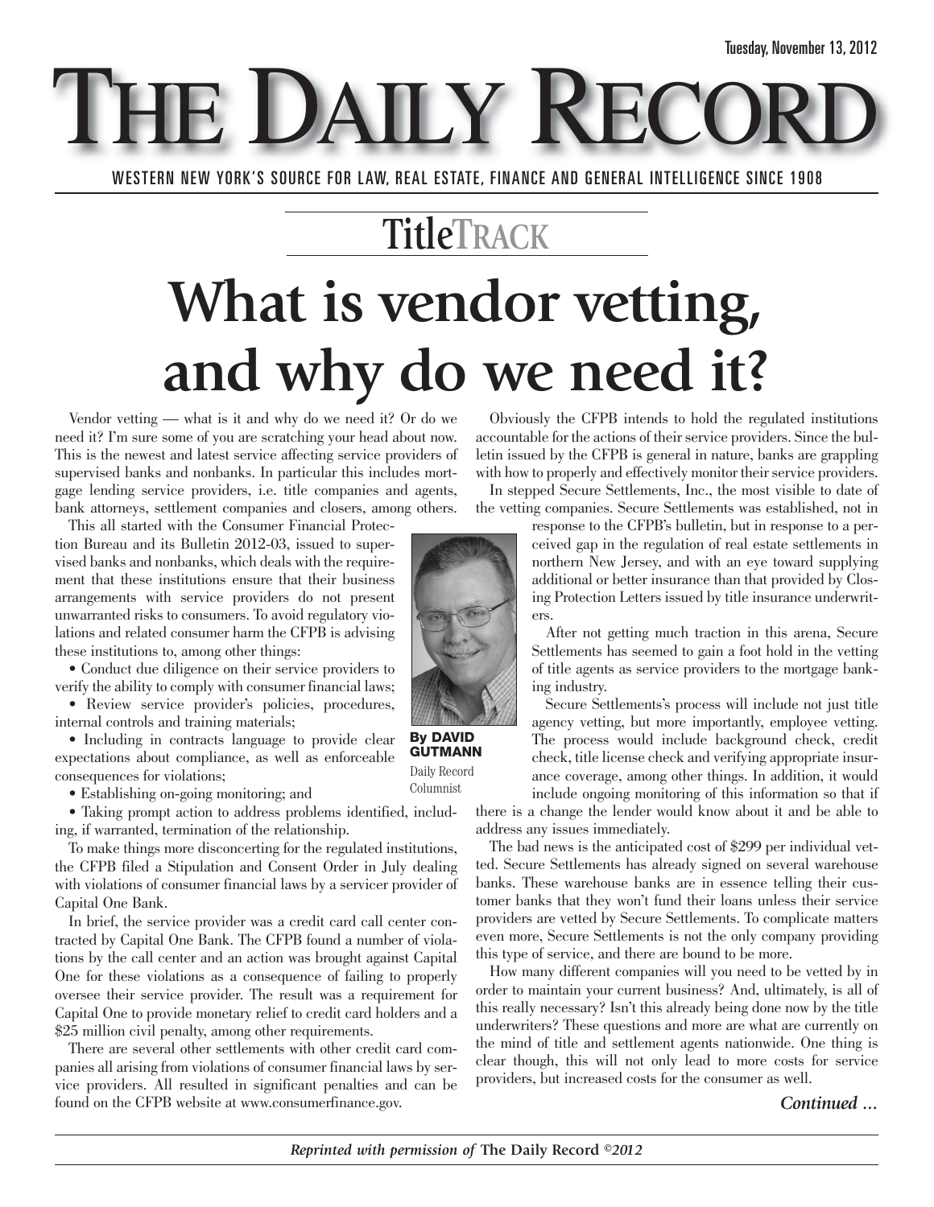Tuesday, November 13, 2012

# THE DAILY RECORD

WESTERN NEW YORK'S SOURCE FOR LAW, REAL ESTATE, FINANCE AND GENERAL INTELLIGENCE SINCE 1908

## TitleTRACK

# What is vendor vetting, and why do we need it?

By DAVID GUTMANN
Daily Record Columnist

Vendor vetting — what is it and why do we need it? Or do we need it? I'm sure some of you are scratching your head about now. This is the newest and latest service affecting service providers of supervised banks and nonbanks. In particular this includes mortgage lending service providers, i.e. title companies and agents, bank attorneys, settlement companies and closers, among others.

This all started with the Consumer Financial Protection Bureau and its Bulletin 2012-03, issued to supervised banks and nonbanks, which deals with the requirement that these institutions ensure that their business arrangements with service providers do not present unwarranted risks to consumers. To avoid regulatory violations and related consumer harm the CFPB is advising these institutions to, among other things:

- Conduct due diligence on their service providers to verify the ability to comply with consumer financial laws;
- Review service provider's policies, procedures, internal controls and training materials;
- Including in contracts language to provide clear expectations about compliance, as well as enforceable consequences for violations;
- Establishing on-going monitoring; and
- Taking prompt action to address problems identified, including, if warranted, termination of the relationship.

To make things more disconcerting for the regulated institutions, the CFPB filed a Stipulation and Consent Order in July dealing with violations of consumer financial laws by a servicer provider of Capital One Bank.

In brief, the service provider was a credit card call center contracted by Capital One Bank. The CFPB found a number of violations by the call center and an action was brought against Capital One for these violations as a consequence of failing to properly oversee their service provider. The result was a requirement for Capital One to provide monetary relief to credit card holders and a $25 million civil penalty, among other requirements.

There are several other settlements with other credit card companies all arising from violations of consumer financial laws by service providers. All resulted in significant penalties and can be found on the CFPB website at www.consumerfinance.gov.

Obviously the CFPB intends to hold the regulated institutions accountable for the actions of their service providers. Since the bulletin issued by the CFPB is general in nature, banks are grappling with how to properly and effectively monitor their service providers.

In stepped Secure Settlements, Inc., the most visible to date of the vetting companies. Secure Settlements was established, not in response to the CFPB's bulletin, but in response to a perceived gap in the regulation of real estate settlements in northern New Jersey, and with an eye toward supplying additional or better insurance than that provided by Closing Protection Letters issued by title insurance underwriters.

After not getting much traction in this arena, Secure Settlements has seemed to gain a foot hold in the vetting of title agents as service providers to the mortgage banking industry.

Secure Settlements's process will include not just title agency vetting, but more importantly, employee vetting. The process would include background check, credit check, title license check and verifying appropriate insurance coverage, among other things. In addition, it would include ongoing monitoring of this information so that if there is a change the lender would know about it and be able to address any issues immediately.

The bad news is the anticipated cost of $299 per individual vetted. Secure Settlements has already signed on several warehouse banks. These warehouse banks are in essence telling their customer banks that they won't fund their loans unless their service providers are vetted by Secure Settlements. To complicate matters even more, Secure Settlements is not the only company providing this type of service, and there are bound to be more.

How many different companies will you need to be vetted by in order to maintain your current business? And, ultimately, is all of this really necessary? Isn't this already being done now by the title underwriters? These questions and more are what are currently on the mind of title and settlement agents nationwide. One thing is clear though, this will not only lead to more costs for service providers, but increased costs for the consumer as well.

*Continued ...*

*Reprinted with permission of* **The Daily Record** *©2012*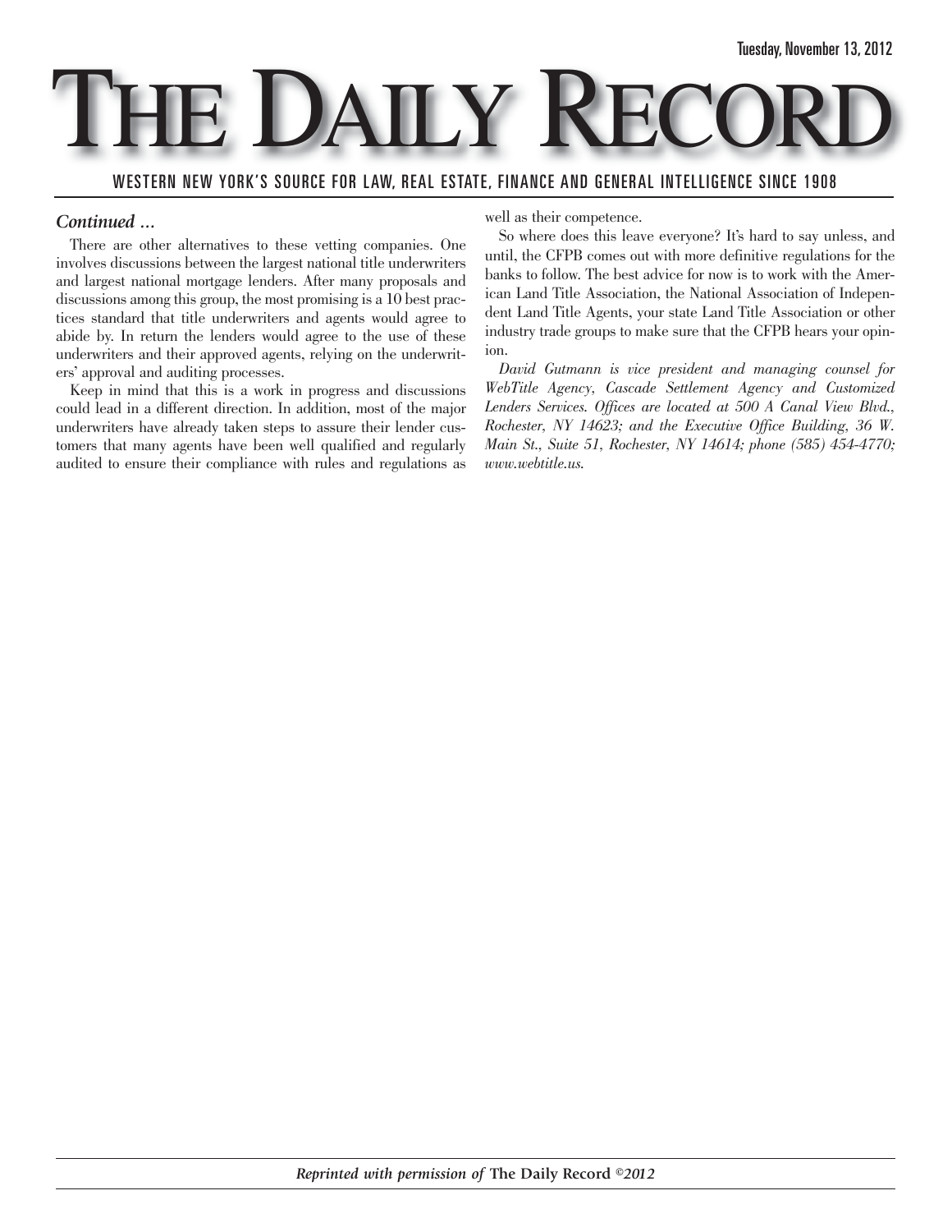*Continued ...*

There are other alternatives to these vetting companies. One involves discussions between the largest national title underwriters and largest national mortgage lenders. After many proposals and discussions among this group, the most promising is a 10 best practices standard that title underwriters and agents would agree to abide by. In return the lenders would agree to the use of these underwriters and their approved agents, relying on the underwriters' approval and auditing processes.

Keep in mind that this is a work in progress and discussions could lead in a different direction. In addition, most of the major underwriters have already taken steps to assure their lender customers that many agents have been well qualified and regularly audited to ensure their compliance with rules and regulations as well as their competence.

So where does this leave everyone? It's hard to say unless, and until, the CFPB comes out with more definitive regulations for the banks to follow. The best advice for now is to work with the American Land Title Association, the National Association of Independent Land Title Agents, your state Land Title Association or other industry trade groups to make sure that the CFPB hears your opinion.

*David Gutmann is vice president and managing counsel for WebTitle Agency, Cascade Settlement Agency and Customized Lenders Services. Offices are located at 500 A Canal View Blvd., Rochester, NY 14623; and the Executive Office Building, 36 W. Main St., Suite 51, Rochester, NY 14614; phone (585) 454-4770; www.webtitle.us.*

***Reprinted with permission of* The Daily Record *©2012***